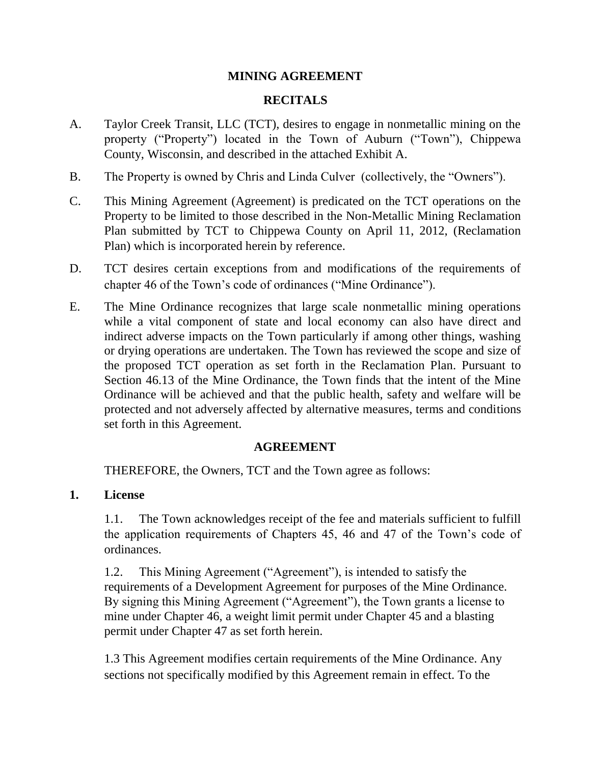# MINING AGREEMENT

## RECITALS

A. Taylor Creek Transit, LLC (TCT), desires to engage in nonmetallic mining on the property ("Property") located in the Town of Auburn ("Town"), Chippewa County, Wisconsin, and described in the attached Exhibit A.

B. The Property is owned by Chris and Linda Culver (collectively, the "Owners").

C. This Mining Agreement (Agreement) is predicated on the TCT operations on the Property to be limited to those described in the Non-Metallic Mining Reclamation Plan submitted by TCT to Chippewa County on April 11, 2012, (Reclamation Plan) which is incorporated herein by reference.

D. TCT desires certain exceptions from and modifications of the requirements of chapter 46 of the Town's code of ordinances ("Mine Ordinance").

E. The Mine Ordinance recognizes that large scale nonmetallic mining operations while a vital component of state and local economy can also have direct and indirect adverse impacts on the Town particularly if among other things, washing or drying operations are undertaken. The Town has reviewed the scope and size of the proposed TCT operation as set forth in the Reclamation Plan. Pursuant to Section 46.13 of the Mine Ordinance, the Town finds that the intent of the Mine Ordinance will be achieved and that the public health, safety and welfare will be protected and not adversely affected by alternative measures, terms and conditions set forth in this Agreement.

## AGREEMENT

THEREFORE, the Owners, TCT and the Town agree as follows:

**1. License**

1.1. The Town acknowledges receipt of the fee and materials sufficient to fulfill the application requirements of Chapters 45, 46 and 47 of the Town's code of ordinances.

1.2. This Mining Agreement ("Agreement"), is intended to satisfy the requirements of a Development Agreement for purposes of the Mine Ordinance. By signing this Mining Agreement ("Agreement"), the Town grants a license to mine under Chapter 46, a weight limit permit under Chapter 45 and a blasting permit under Chapter 47 as set forth herein.

1.3 This Agreement modifies certain requirements of the Mine Ordinance. Any sections not specifically modified by this Agreement remain in effect. To the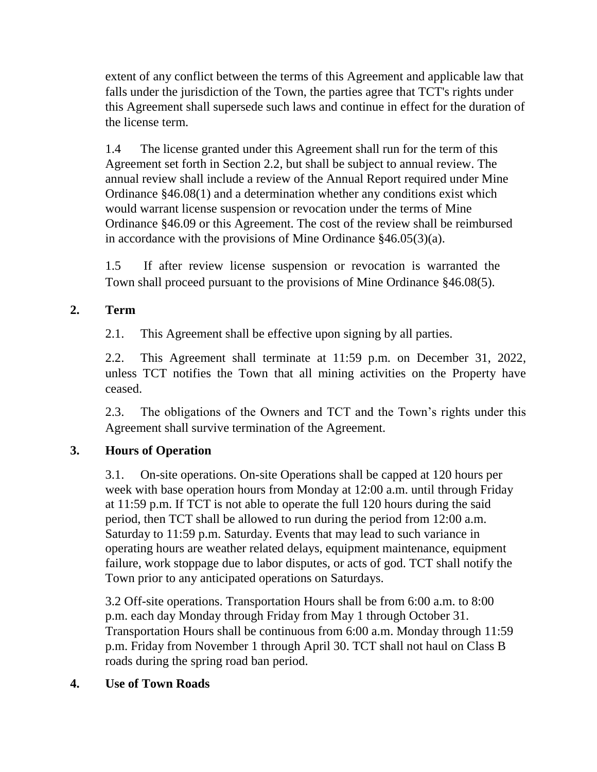extent of any conflict between the terms of this Agreement and applicable law that falls under the jurisdiction of the Town, the parties agree that TCT's rights under this Agreement shall supersede such laws and continue in effect for the duration of the license term.

1.4 The license granted under this Agreement shall run for the term of this Agreement set forth in Section 2.2, but shall be subject to annual review. The annual review shall include a review of the Annual Report required under Mine Ordinance §46.08(1) and a determination whether any conditions exist which would warrant license suspension or revocation under the terms of Mine Ordinance §46.09 or this Agreement. The cost of the review shall be reimbursed in accordance with the provisions of Mine Ordinance §46.05(3)(a).

1.5 If after review license suspension or revocation is warranted the Town shall proceed pursuant to the provisions of Mine Ordinance §46.08(5).

## 2. Term

2.1. This Agreement shall be effective upon signing by all parties.

2.2. This Agreement shall terminate at 11:59 p.m. on December 31, 2022, unless TCT notifies the Town that all mining activities on the Property have ceased.

2.3. The obligations of the Owners and TCT and the Town's rights under this Agreement shall survive termination of the Agreement.

## 3. Hours of Operation

3.1. On-site operations. On-site Operations shall be capped at 120 hours per week with base operation hours from Monday at 12:00 a.m. until through Friday at 11:59 p.m. If TCT is not able to operate the full 120 hours during the said period, then TCT shall be allowed to run during the period from 12:00 a.m. Saturday to 11:59 p.m. Saturday. Events that may lead to such variance in operating hours are weather related delays, equipment maintenance, equipment failure, work stoppage due to labor disputes, or acts of god. TCT shall notify the Town prior to any anticipated operations on Saturdays.

3.2 Off-site operations. Transportation Hours shall be from 6:00 a.m. to 8:00 p.m. each day Monday through Friday from May 1 through October 31. Transportation Hours shall be continuous from 6:00 a.m. Monday through 11:59 p.m. Friday from November 1 through April 30. TCT shall not haul on Class B roads during the spring road ban period.

## 4. Use of Town Roads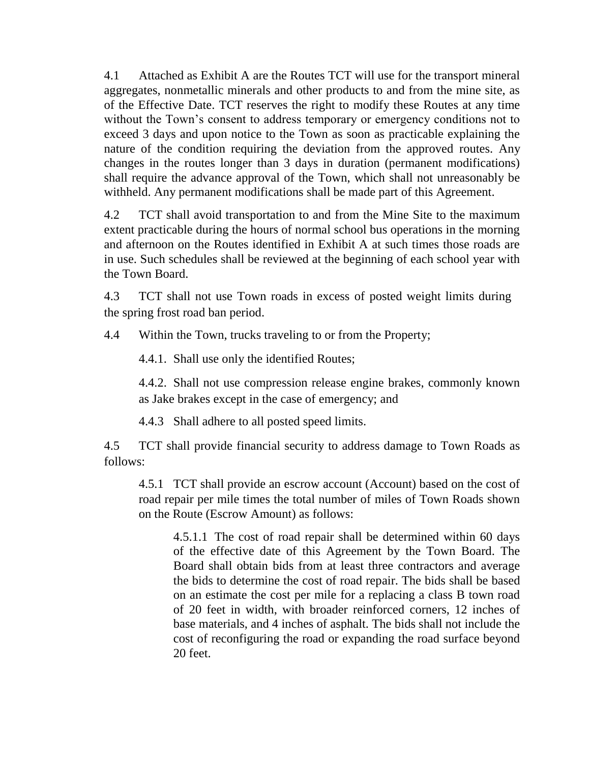4.1 Attached as Exhibit A are the Routes TCT will use for the transport mineral aggregates, nonmetallic minerals and other products to and from the mine site, as of the Effective Date. TCT reserves the right to modify these Routes at any time without the Town's consent to address temporary or emergency conditions not to exceed 3 days and upon notice to the Town as soon as practicable explaining the nature of the condition requiring the deviation from the approved routes. Any changes in the routes longer than 3 days in duration (permanent modifications) shall require the advance approval of the Town, which shall not unreasonably be withheld. Any permanent modifications shall be made part of this Agreement.

4.2 TCT shall avoid transportation to and from the Mine Site to the maximum extent practicable during the hours of normal school bus operations in the morning and afternoon on the Routes identified in Exhibit A at such times those roads are in use. Such schedules shall be reviewed at the beginning of each school year with the Town Board.

4.3 TCT shall not use Town roads in excess of posted weight limits during the spring frost road ban period.

4.4 Within the Town, trucks traveling to or from the Property;

> 4.4.1. Shall use only the identified Routes;
>
> 4.4.2. Shall not use compression release engine brakes, commonly known as Jake brakes except in the case of emergency; and
>
> 4.4.3 Shall adhere to all posted speed limits.

4.5 TCT shall provide financial security to address damage to Town Roads as follows:

> 4.5.1 TCT shall provide an escrow account (Account) based on the cost of road repair per mile times the total number of miles of Town Roads shown on the Route (Escrow Amount) as follows:
>
> > 4.5.1.1 The cost of road repair shall be determined within 60 days of the effective date of this Agreement by the Town Board. The Board shall obtain bids from at least three contractors and average the bids to determine the cost of road repair. The bids shall be based on an estimate the cost per mile for a replacing a class B town road of 20 feet in width, with broader reinforced corners, 12 inches of base materials, and 4 inches of asphalt. The bids shall not include the cost of reconfiguring the road or expanding the road surface beyond 20 feet.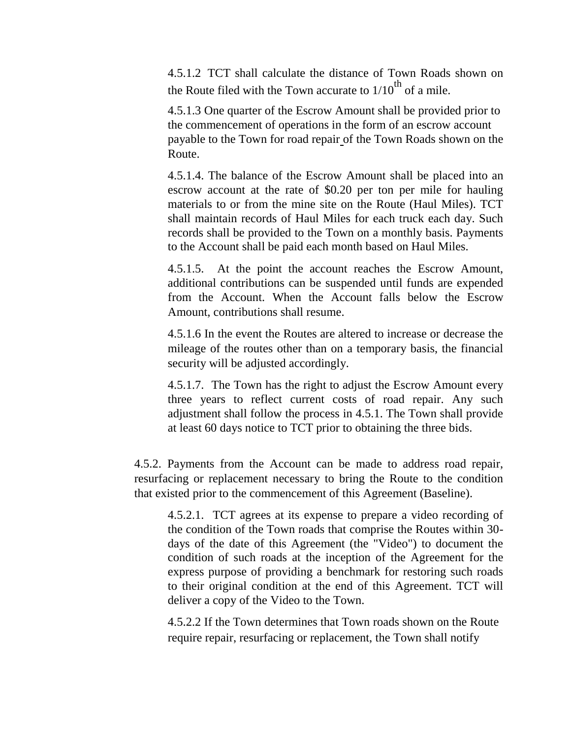4.5.1.2 TCT shall calculate the distance of Town Roads shown on the Route filed with the Town accurate to $1/10^{th}$ of a mile.

4.5.1.3 One quarter of the Escrow Amount shall be provided prior to the commencement of operations in the form of an escrow account payable to the Town for road repair of the Town Roads shown on the Route.

4.5.1.4. The balance of the Escrow Amount shall be placed into an escrow account at the rate of $0.20 per ton per mile for hauling materials to or from the mine site on the Route (Haul Miles). TCT shall maintain records of Haul Miles for each truck each day. Such records shall be provided to the Town on a monthly basis. Payments to the Account shall be paid each month based on Haul Miles.

4.5.1.5. At the point the account reaches the Escrow Amount, additional contributions can be suspended until funds are expended from the Account. When the Account falls below the Escrow Amount, contributions shall resume.

4.5.1.6 In the event the Routes are altered to increase or decrease the mileage of the routes other than on a temporary basis, the financial security will be adjusted accordingly.

4.5.1.7. The Town has the right to adjust the Escrow Amount every three years to reflect current costs of road repair. Any such adjustment shall follow the process in 4.5.1. The Town shall provide at least 60 days notice to TCT prior to obtaining the three bids.

4.5.2. Payments from the Account can be made to address road repair, resurfacing or replacement necessary to bring the Route to the condition that existed prior to the commencement of this Agreement (Baseline).

4.5.2.1. TCT agrees at its expense to prepare a video recording of the condition of the Town roads that comprise the Routes within 30-days of the date of this Agreement (the "Video") to document the condition of such roads at the inception of the Agreement for the express purpose of providing a benchmark for restoring such roads to their original condition at the end of this Agreement. TCT will deliver a copy of the Video to the Town.

4.5.2.2 If the Town determines that Town roads shown on the Route require repair, resurfacing or replacement, the Town shall notify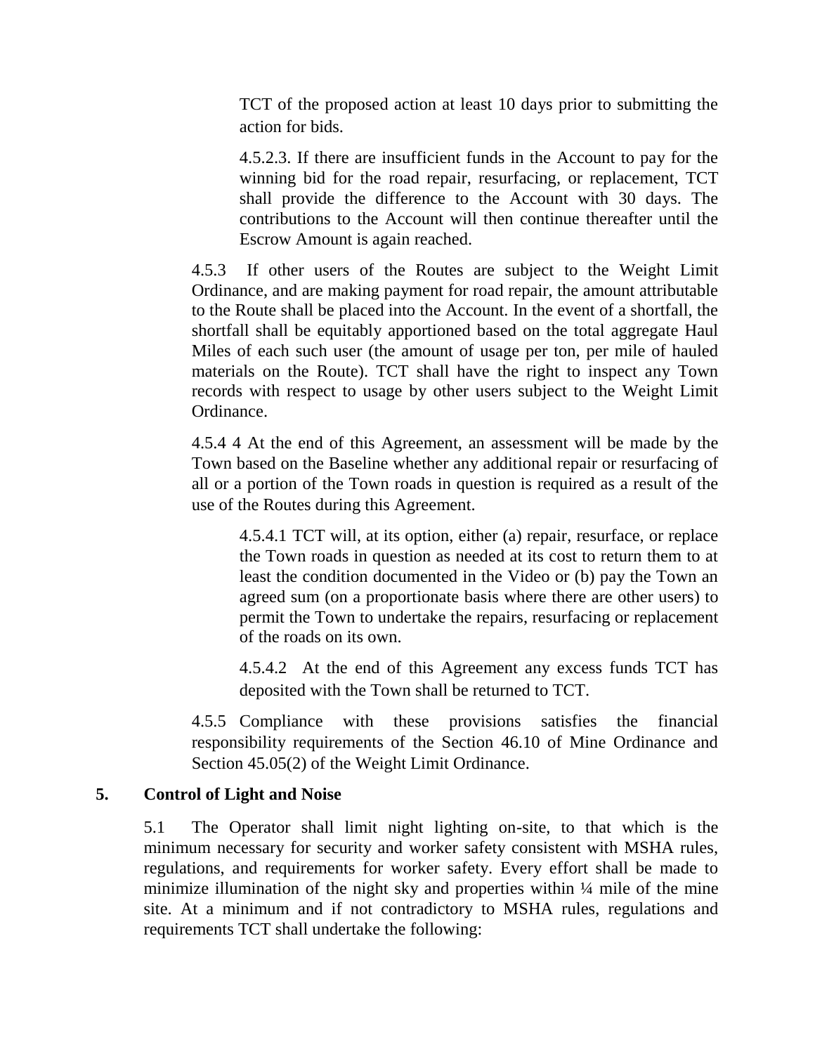TCT of the proposed action at least 10 days prior to submitting the action for bids.

4.5.2.3. If there are insufficient funds in the Account to pay for the winning bid for the road repair, resurfacing, or replacement, TCT shall provide the difference to the Account with 30 days. The contributions to the Account will then continue thereafter until the Escrow Amount is again reached.

4.5.3 If other users of the Routes are subject to the Weight Limit Ordinance, and are making payment for road repair, the amount attributable to the Route shall be placed into the Account. In the event of a shortfall, the shortfall shall be equitably apportioned based on the total aggregate Haul Miles of each such user (the amount of usage per ton, per mile of hauled materials on the Route). TCT shall have the right to inspect any Town records with respect to usage by other users subject to the Weight Limit Ordinance.

4.5.4 4 At the end of this Agreement, an assessment will be made by the Town based on the Baseline whether any additional repair or resurfacing of all or a portion of the Town roads in question is required as a result of the use of the Routes during this Agreement.

4.5.4.1 TCT will, at its option, either (a) repair, resurface, or replace the Town roads in question as needed at its cost to return them to at least the condition documented in the Video or (b) pay the Town an agreed sum (on a proportionate basis where there are other users) to permit the Town to undertake the repairs, resurfacing or replacement of the roads on its own.

4.5.4.2 At the end of this Agreement any excess funds TCT has deposited with the Town shall be returned to TCT.

4.5.5 Compliance with these provisions satisfies the financial responsibility requirements of the Section 46.10 of Mine Ordinance and Section 45.05(2) of the Weight Limit Ordinance.

## 5. Control of Light and Noise

5.1 The Operator shall limit night lighting on-site, to that which is the minimum necessary for security and worker safety consistent with MSHA rules, regulations, and requirements for worker safety. Every effort shall be made to minimize illumination of the night sky and properties within ¼ mile of the mine site. At a minimum and if not contradictory to MSHA rules, regulations and requirements TCT shall undertake the following: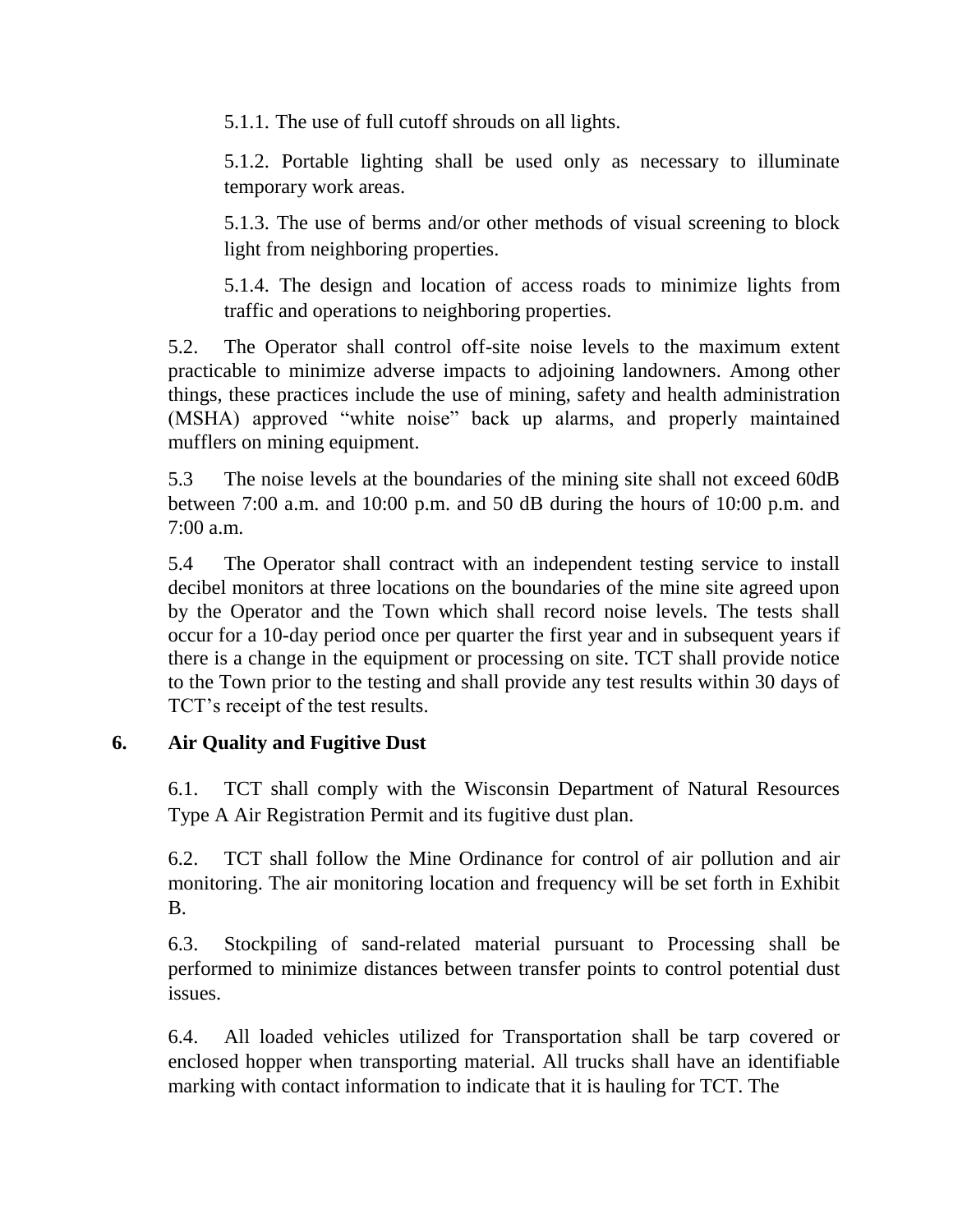5.1.1. The use of full cutoff shrouds on all lights.

5.1.2. Portable lighting shall be used only as necessary to illuminate temporary work areas.

5.1.3. The use of berms and/or other methods of visual screening to block light from neighboring properties.

5.1.4. The design and location of access roads to minimize lights from traffic and operations to neighboring properties.

5.2. The Operator shall control off-site noise levels to the maximum extent practicable to minimize adverse impacts to adjoining landowners. Among other things, these practices include the use of mining, safety and health administration (MSHA) approved "white noise" back up alarms, and properly maintained mufflers on mining equipment.

5.3 The noise levels at the boundaries of the mining site shall not exceed 60dB between 7:00 a.m. and 10:00 p.m. and 50 dB during the hours of 10:00 p.m. and 7:00 a.m.

5.4 The Operator shall contract with an independent testing service to install decibel monitors at three locations on the boundaries of the mine site agreed upon by the Operator and the Town which shall record noise levels. The tests shall occur for a 10-day period once per quarter the first year and in subsequent years if there is a change in the equipment or processing on site. TCT shall provide notice to the Town prior to the testing and shall provide any test results within 30 days of TCT's receipt of the test results.

## 6. Air Quality and Fugitive Dust

6.1. TCT shall comply with the Wisconsin Department of Natural Resources Type A Air Registration Permit and its fugitive dust plan.

6.2. TCT shall follow the Mine Ordinance for control of air pollution and air monitoring. The air monitoring location and frequency will be set forth in Exhibit B.

6.3. Stockpiling of sand-related material pursuant to Processing shall be performed to minimize distances between transfer points to control potential dust issues.

6.4. All loaded vehicles utilized for Transportation shall be tarp covered or enclosed hopper when transporting material. All trucks shall have an identifiable marking with contact information to indicate that it is hauling for TCT. The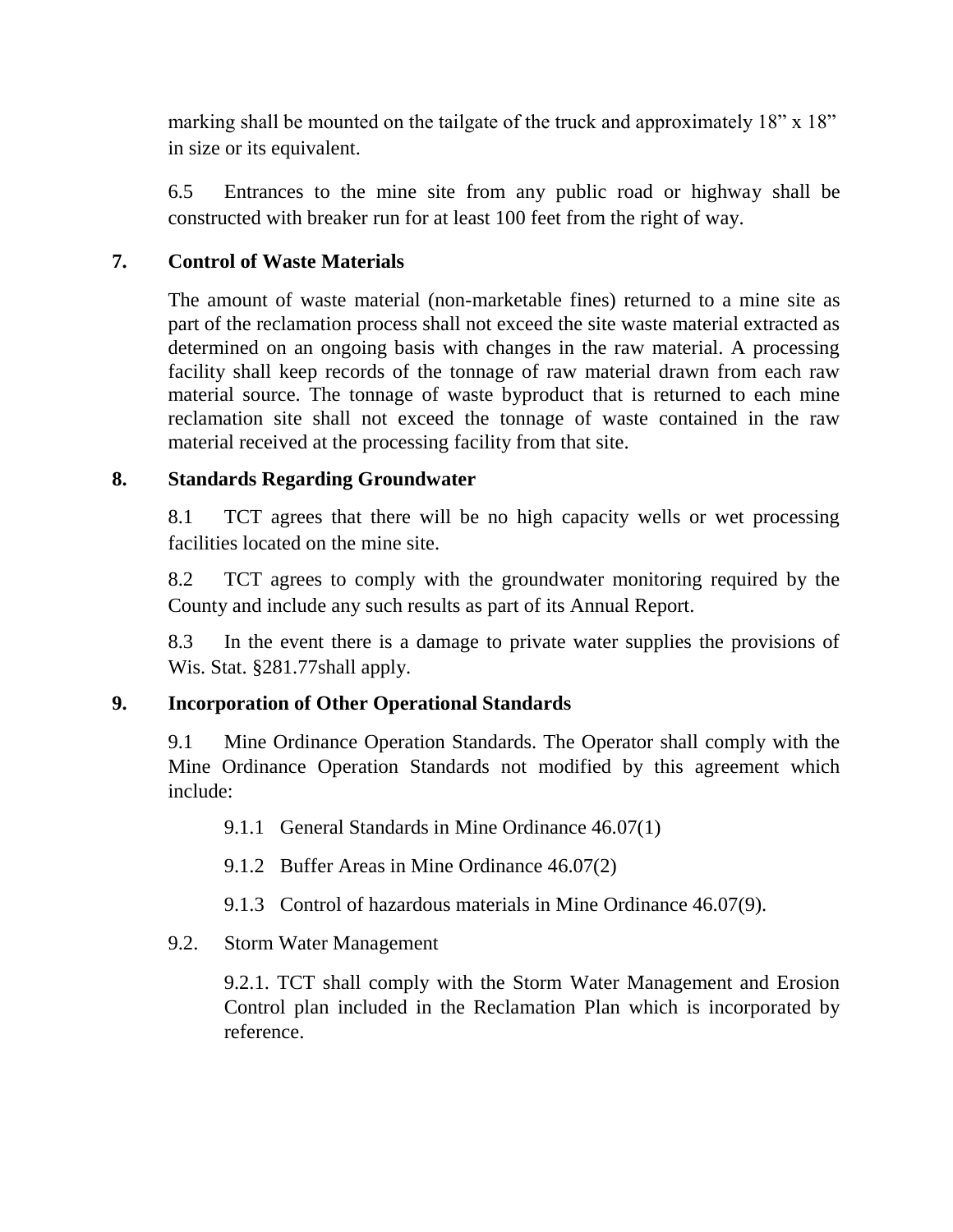marking shall be mounted on the tailgate of the truck and approximately 18" x 18" in size or its equivalent.

6.5 Entrances to the mine site from any public road or highway shall be constructed with breaker run for at least 100 feet from the right of way.

## 7. Control of Waste Materials

The amount of waste material (non-marketable fines) returned to a mine site as part of the reclamation process shall not exceed the site waste material extracted as determined on an ongoing basis with changes in the raw material. A processing facility shall keep records of the tonnage of raw material drawn from each raw material source. The tonnage of waste byproduct that is returned to each mine reclamation site shall not exceed the tonnage of waste contained in the raw material received at the processing facility from that site.

## 8. Standards Regarding Groundwater

8.1 TCT agrees that there will be no high capacity wells or wet processing facilities located on the mine site.

8.2 TCT agrees to comply with the groundwater monitoring required by the County and include any such results as part of its Annual Report.

8.3 In the event there is a damage to private water supplies the provisions of Wis. Stat. §281.77shall apply.

## 9. Incorporation of Other Operational Standards

9.1 Mine Ordinance Operation Standards. The Operator shall comply with the Mine Ordinance Operation Standards not modified by this agreement which include:

9.1.1 General Standards in Mine Ordinance 46.07(1)

9.1.2 Buffer Areas in Mine Ordinance 46.07(2)

9.1.3 Control of hazardous materials in Mine Ordinance 46.07(9).

9.2. Storm Water Management

9.2.1. TCT shall comply with the Storm Water Management and Erosion Control plan included in the Reclamation Plan which is incorporated by reference.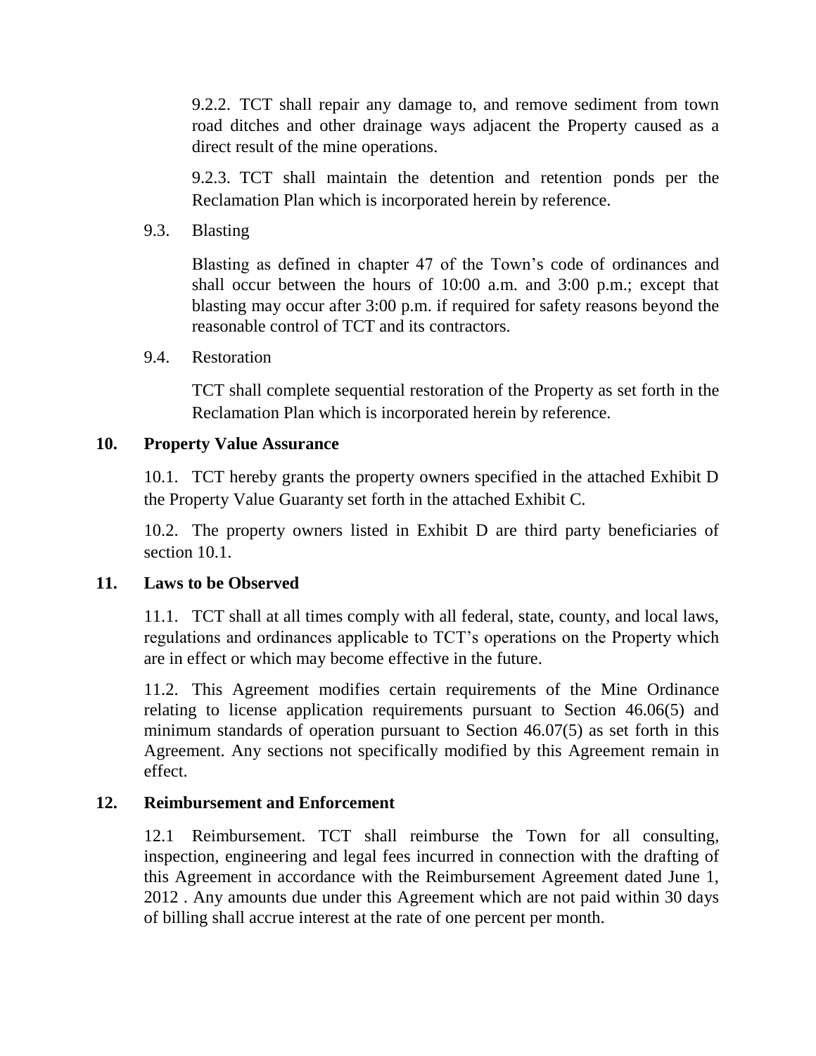9.2.2. TCT shall repair any damage to, and remove sediment from town road ditches and other drainage ways adjacent the Property caused as a direct result of the mine operations.

9.2.3. TCT shall maintain the detention and retention ponds per the Reclamation Plan which is incorporated herein by reference.

9.3. Blasting

Blasting as defined in chapter 47 of the Town's code of ordinances and shall occur between the hours of 10:00 a.m. and 3:00 p.m.; except that blasting may occur after 3:00 p.m. if required for safety reasons beyond the reasonable control of TCT and its contractors.

9.4. Restoration

TCT shall complete sequential restoration of the Property as set forth in the Reclamation Plan which is incorporated herein by reference.

## 10. Property Value Assurance

10.1. TCT hereby grants the property owners specified in the attached Exhibit D the Property Value Guaranty set forth in the attached Exhibit C.

10.2. The property owners listed in Exhibit D are third party beneficiaries of section 10.1.

## 11. Laws to be Observed

11.1. TCT shall at all times comply with all federal, state, county, and local laws, regulations and ordinances applicable to TCT's operations on the Property which are in effect or which may become effective in the future.

11.2. This Agreement modifies certain requirements of the Mine Ordinance relating to license application requirements pursuant to Section 46.06(5) and minimum standards of operation pursuant to Section 46.07(5) as set forth in this Agreement. Any sections not specifically modified by this Agreement remain in effect.

## 12. Reimbursement and Enforcement

12.1 Reimbursement. TCT shall reimburse the Town for all consulting, inspection, engineering and legal fees incurred in connection with the drafting of this Agreement in accordance with the Reimbursement Agreement dated June 1, 2012 . Any amounts due under this Agreement which are not paid within 30 days of billing shall accrue interest at the rate of one percent per month.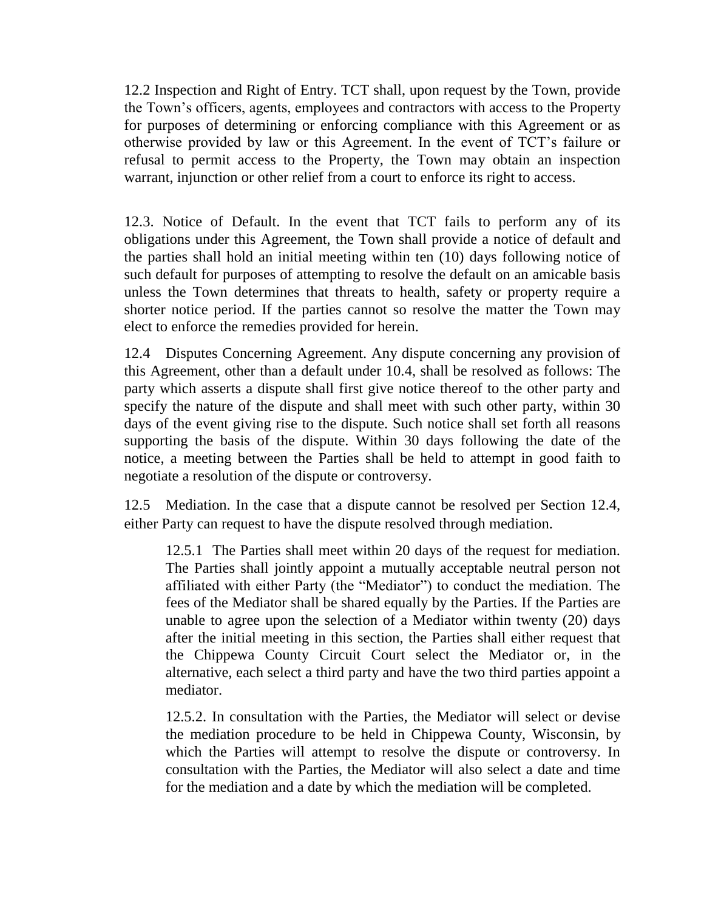12.2 Inspection and Right of Entry. TCT shall, upon request by the Town, provide the Town's officers, agents, employees and contractors with access to the Property for purposes of determining or enforcing compliance with this Agreement or as otherwise provided by law or this Agreement. In the event of TCT's failure or refusal to permit access to the Property, the Town may obtain an inspection warrant, injunction or other relief from a court to enforce its right to access.

12.3. Notice of Default. In the event that TCT fails to perform any of its obligations under this Agreement, the Town shall provide a notice of default and the parties shall hold an initial meeting within ten (10) days following notice of such default for purposes of attempting to resolve the default on an amicable basis unless the Town determines that threats to health, safety or property require a shorter notice period. If the parties cannot so resolve the matter the Town may elect to enforce the remedies provided for herein.

12.4 Disputes Concerning Agreement. Any dispute concerning any provision of this Agreement, other than a default under 10.4, shall be resolved as follows: The party which asserts a dispute shall first give notice thereof to the other party and specify the nature of the dispute and shall meet with such other party, within 30 days of the event giving rise to the dispute. Such notice shall set forth all reasons supporting the basis of the dispute. Within 30 days following the date of the notice, a meeting between the Parties shall be held to attempt in good faith to negotiate a resolution of the dispute or controversy.

12.5 Mediation. In the case that a dispute cannot be resolved per Section 12.4, either Party can request to have the dispute resolved through mediation.

> 12.5.1 The Parties shall meet within 20 days of the request for mediation. The Parties shall jointly appoint a mutually acceptable neutral person not affiliated with either Party (the "Mediator") to conduct the mediation. The fees of the Mediator shall be shared equally by the Parties. If the Parties are unable to agree upon the selection of a Mediator within twenty (20) days after the initial meeting in this section, the Parties shall either request that the Chippewa County Circuit Court select the Mediator or, in the alternative, each select a third party and have the two third parties appoint a mediator.
>
> 12.5.2. In consultation with the Parties, the Mediator will select or devise the mediation procedure to be held in Chippewa County, Wisconsin, by which the Parties will attempt to resolve the dispute or controversy. In consultation with the Parties, the Mediator will also select a date and time for the mediation and a date by which the mediation will be completed.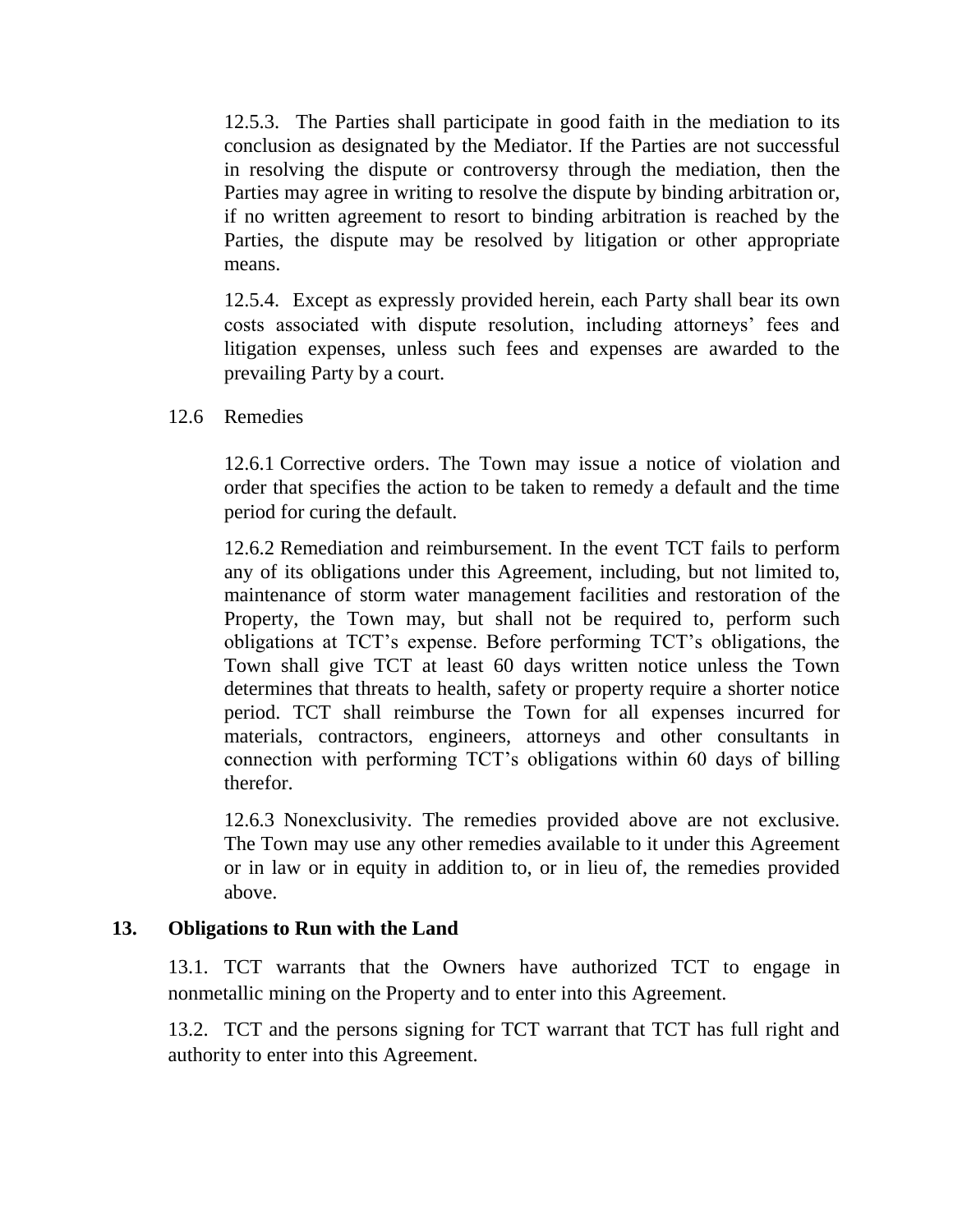12.5.3. The Parties shall participate in good faith in the mediation to its conclusion as designated by the Mediator. If the Parties are not successful in resolving the dispute or controversy through the mediation, then the Parties may agree in writing to resolve the dispute by binding arbitration or, if no written agreement to resort to binding arbitration is reached by the Parties, the dispute may be resolved by litigation or other appropriate means.

12.5.4. Except as expressly provided herein, each Party shall bear its own costs associated with dispute resolution, including attorneys' fees and litigation expenses, unless such fees and expenses are awarded to the prevailing Party by a court.

12.6 Remedies

12.6.1 Corrective orders. The Town may issue a notice of violation and order that specifies the action to be taken to remedy a default and the time period for curing the default.

12.6.2 Remediation and reimbursement. In the event TCT fails to perform any of its obligations under this Agreement, including, but not limited to, maintenance of storm water management facilities and restoration of the Property, the Town may, but shall not be required to, perform such obligations at TCT's expense. Before performing TCT's obligations, the Town shall give TCT at least 60 days written notice unless the Town determines that threats to health, safety or property require a shorter notice period. TCT shall reimburse the Town for all expenses incurred for materials, contractors, engineers, attorneys and other consultants in connection with performing TCT's obligations within 60 days of billing therefor.

12.6.3 Nonexclusivity. The remedies provided above are not exclusive. The Town may use any other remedies available to it under this Agreement or in law or in equity in addition to, or in lieu of, the remedies provided above.

## 13. Obligations to Run with the Land

13.1. TCT warrants that the Owners have authorized TCT to engage in nonmetallic mining on the Property and to enter into this Agreement.

13.2. TCT and the persons signing for TCT warrant that TCT has full right and authority to enter into this Agreement.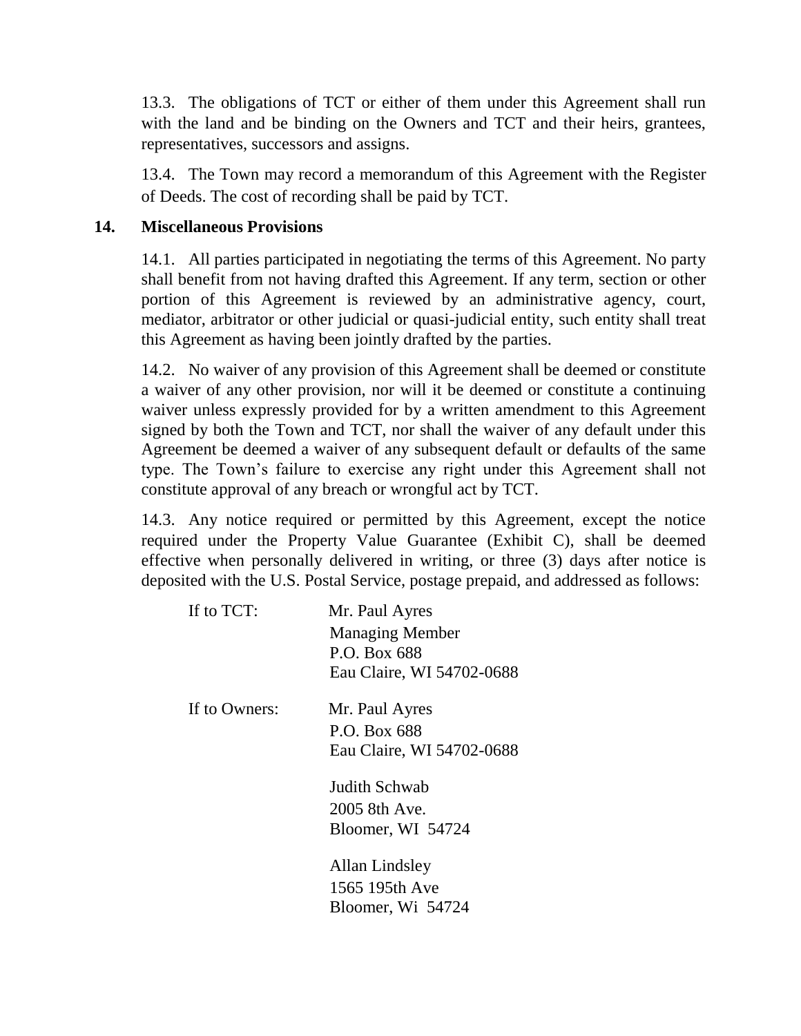13.3. The obligations of TCT or either of them under this Agreement shall run with the land and be binding on the Owners and TCT and their heirs, grantees, representatives, successors and assigns.

13.4. The Town may record a memorandum of this Agreement with the Register of Deeds. The cost of recording shall be paid by TCT.

## 14. Miscellaneous Provisions

14.1. All parties participated in negotiating the terms of this Agreement. No party shall benefit from not having drafted this Agreement. If any term, section or other portion of this Agreement is reviewed by an administrative agency, court, mediator, arbitrator or other judicial or quasi-judicial entity, such entity shall treat this Agreement as having been jointly drafted by the parties.

14.2. No waiver of any provision of this Agreement shall be deemed or constitute a waiver of any other provision, nor will it be deemed or constitute a continuing waiver unless expressly provided for by a written amendment to this Agreement signed by both the Town and TCT, nor shall the waiver of any default under this Agreement be deemed a waiver of any subsequent default or defaults of the same type. The Town's failure to exercise any right under this Agreement shall not constitute approval of any breach or wrongful act by TCT.

14.3. Any notice required or permitted by this Agreement, except the notice required under the Property Value Guarantee (Exhibit C), shall be deemed effective when personally delivered in writing, or three (3) days after notice is deposited with the U.S. Postal Service, postage prepaid, and addressed as follows:

If to TCT:
Mr. Paul Ayres
Managing Member
P.O. Box 688
Eau Claire, WI 54702-0688

If to Owners:
Mr. Paul Ayres
P.O. Box 688
Eau Claire, WI 54702-0688

Judith Schwab
2005 8th Ave.
Bloomer, WI 54724

Allan Lindsley
1565 195th Ave
Bloomer, Wi 54724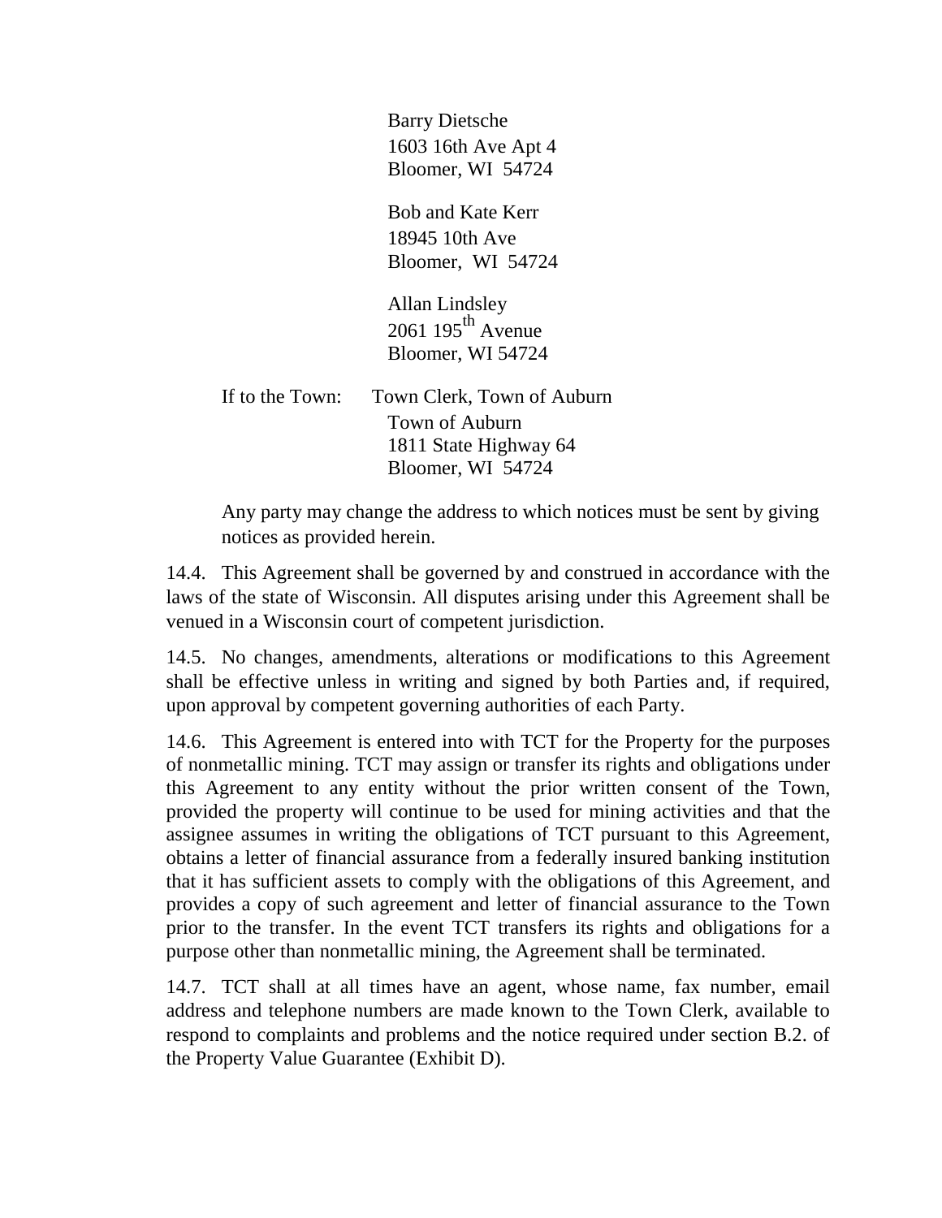Barry Dietsche
1603 16th Ave Apt 4
Bloomer, WI 54724

Bob and Kate Kerr
18945 10th Ave
Bloomer, WI 54724

Allan Lindsley
2061 195th Avenue
Bloomer, WI 54724

If to the Town: Town Clerk, Town of Auburn
Town of Auburn
1811 State Highway 64
Bloomer, WI 54724

Any party may change the address to which notices must be sent by giving notices as provided herein.

14.4. This Agreement shall be governed by and construed in accordance with the laws of the state of Wisconsin. All disputes arising under this Agreement shall be venued in a Wisconsin court of competent jurisdiction.

14.5. No changes, amendments, alterations or modifications to this Agreement shall be effective unless in writing and signed by both Parties and, if required, upon approval by competent governing authorities of each Party.

14.6. This Agreement is entered into with TCT for the Property for the purposes of nonmetallic mining. TCT may assign or transfer its rights and obligations under this Agreement to any entity without the prior written consent of the Town, provided the property will continue to be used for mining activities and that the assignee assumes in writing the obligations of TCT pursuant to this Agreement, obtains a letter of financial assurance from a federally insured banking institution that it has sufficient assets to comply with the obligations of this Agreement, and provides a copy of such agreement and letter of financial assurance to the Town prior to the transfer. In the event TCT transfers its rights and obligations for a purpose other than nonmetallic mining, the Agreement shall be terminated.

14.7. TCT shall at all times have an agent, whose name, fax number, email address and telephone numbers are made known to the Town Clerk, available to respond to complaints and problems and the notice required under section B.2. of the Property Value Guarantee (Exhibit D).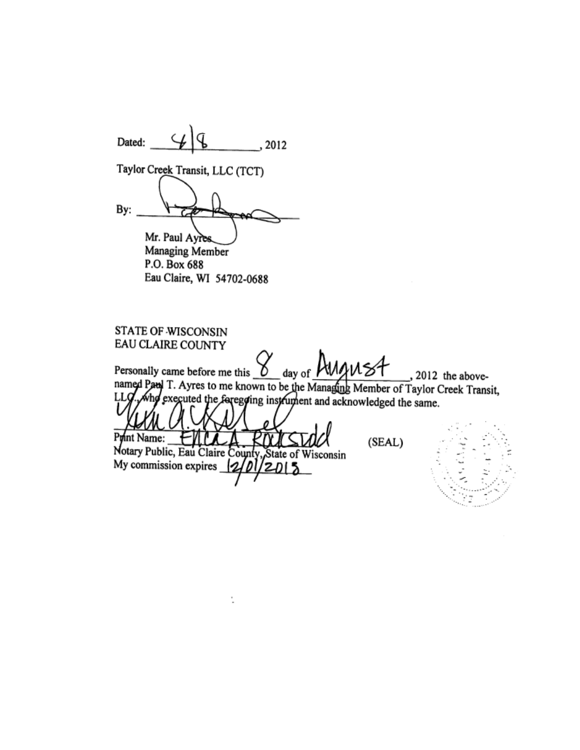Dated: 4/8, 2012

Taylor Creek Transit, LLC (TCT)

By: ____________________

Mr. Paul Ayres
Managing Member
P.O. Box 688
Eau Claire, WI 54702-0688

STATE OF WISCONSIN
EAU CLAIRE COUNTY

Personally came before me this 8 day of August, 2012 the above-named Paul T. Ayres to me known to be the Managing Member of Taylor Creek Transit, LLC., who executed the foregoing instrument and acknowledged the same.

____________________

Print Name: Erica A. Rocksvold (SEAL)

Notary Public, Eau Claire County, State of Wisconsin

My commission expires 12/01/2013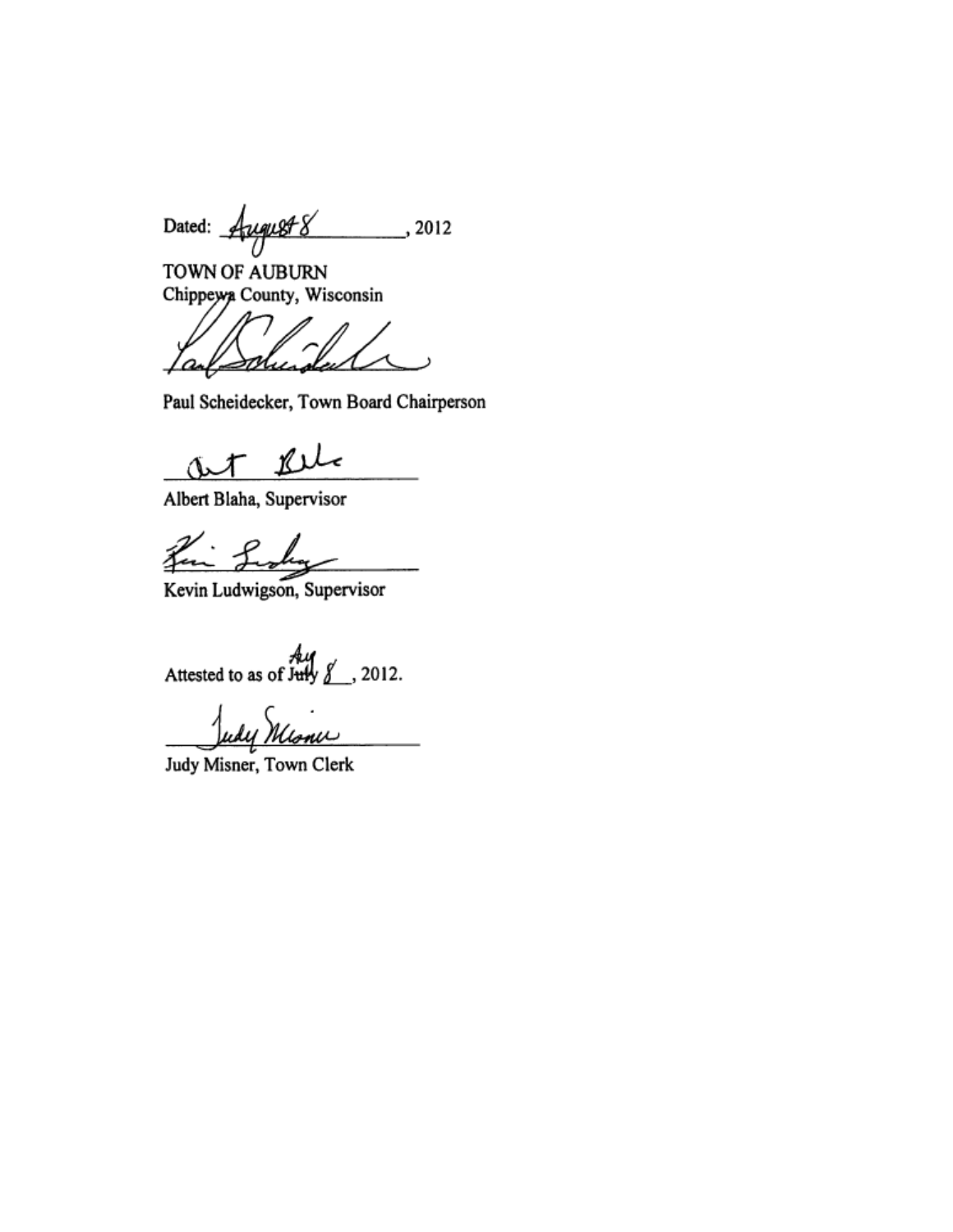Dated: August 8, 2012

TOWN OF AUBURN
Chippewa County, Wisconsin

Paul Scheidecker, Town Board Chairperson

Albert Blaha, Supervisor

Kevin Ludwigson, Supervisor

Attested to as of ~~July~~ Aug 8, 2012.

Judy Misner, Town Clerk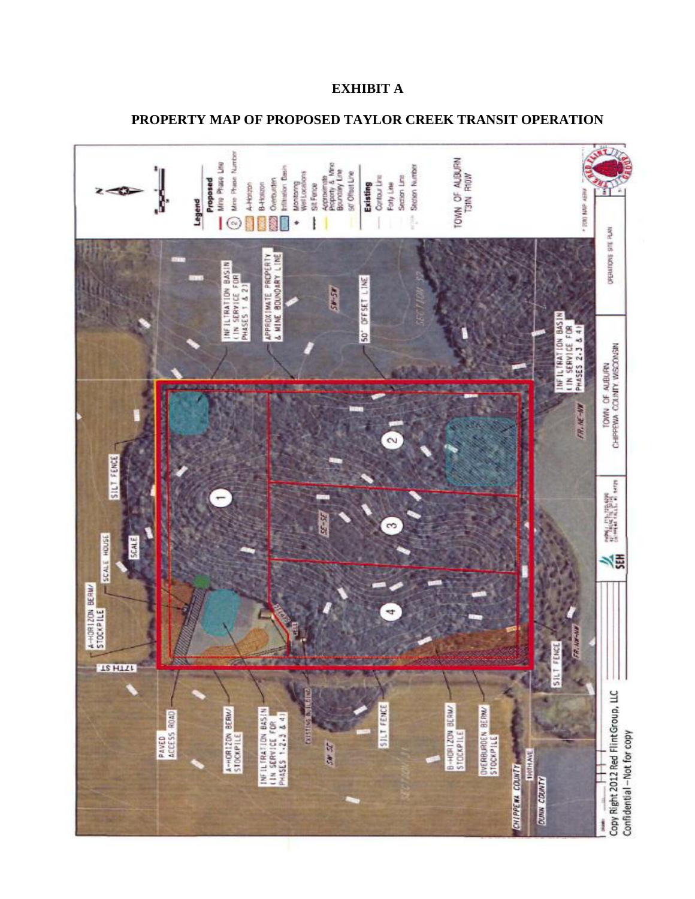# EXHIBIT A

## PROPERTY MAP OF PROPOSED TAYLOR CREEK TRANSIT OPERATION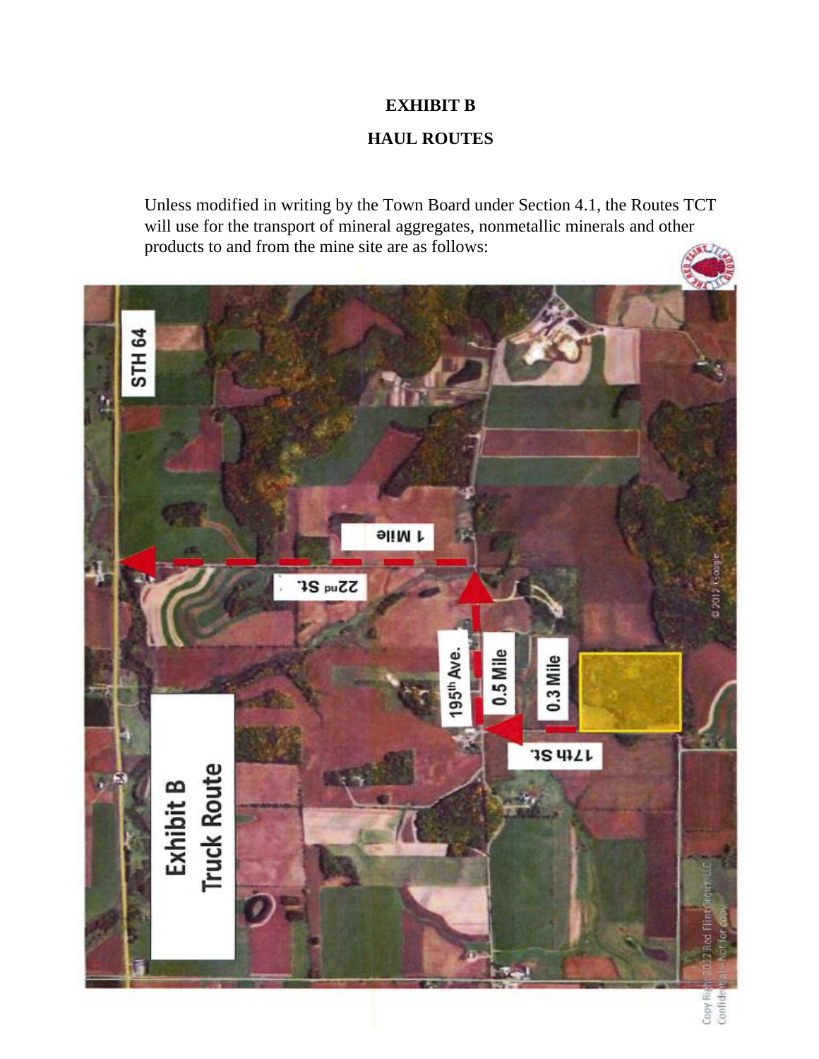**EXHIBIT B**

**HAUL ROUTES**

Unless modified in writing by the Town Board under Section 4.1, the Routes TCT will use for the transport of mineral aggregates, nonmetallic minerals and other products to and from the mine site are as follows: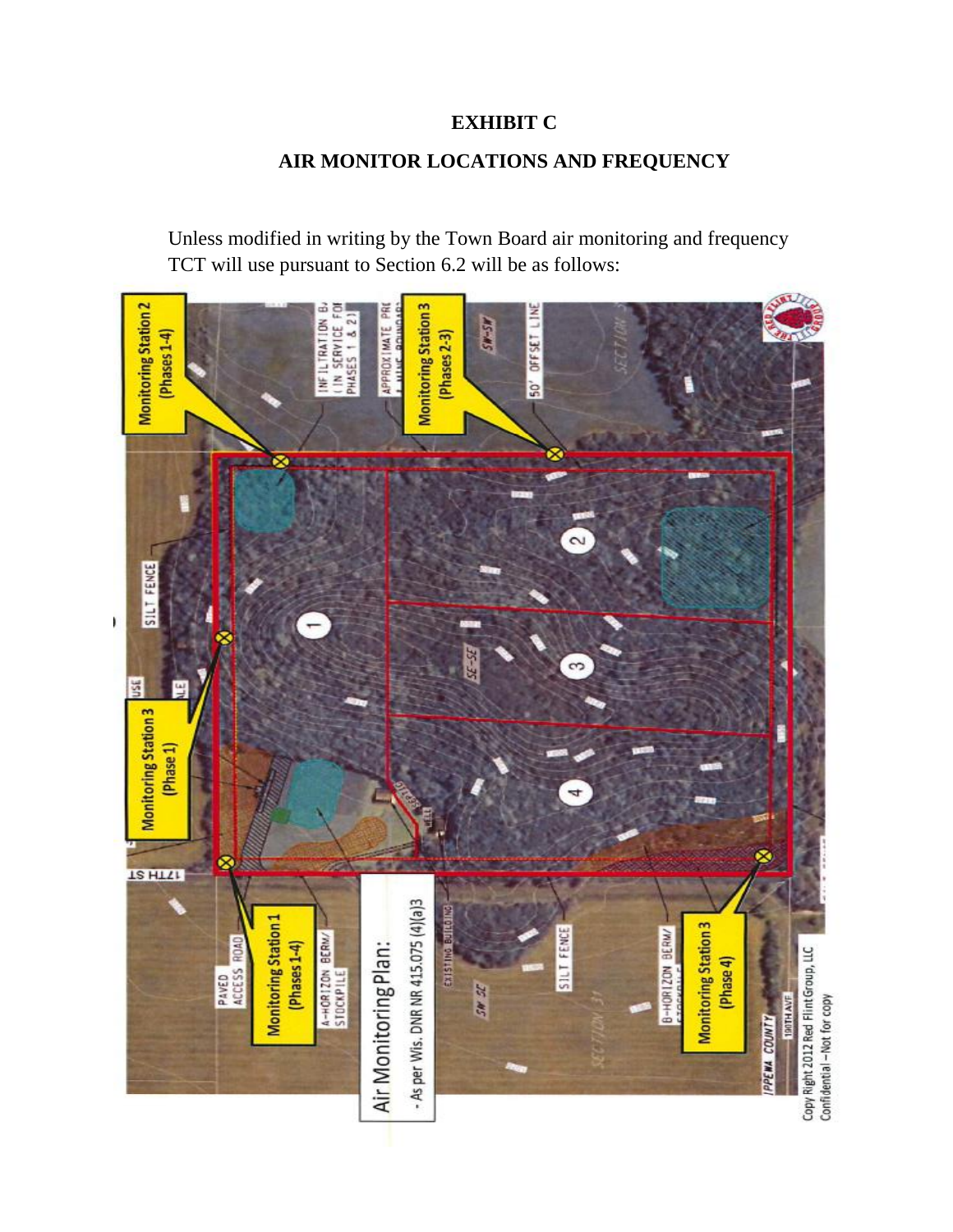# EXHIBIT C

## AIR MONITOR LOCATIONS AND FREQUENCY

Unless modified in writing by the Town Board air monitoring and frequency TCT will use pursuant to Section 6.2 will be as follows:

Monitoring Station 2 (Phases 1-4)

Monitoring Station 3 (Phases 2-3)

Monitoring Station 3 (Phase 1)

Monitoring Station 1 (Phases 1-4)

Monitoring Station 3 (Phase 4)

Air Monitoring Plan:

- As per Wis. DNR NR 415.075 (4)(a)3

Copy Right 2012 Red Flint Group, LLC
Confidential – Not for copy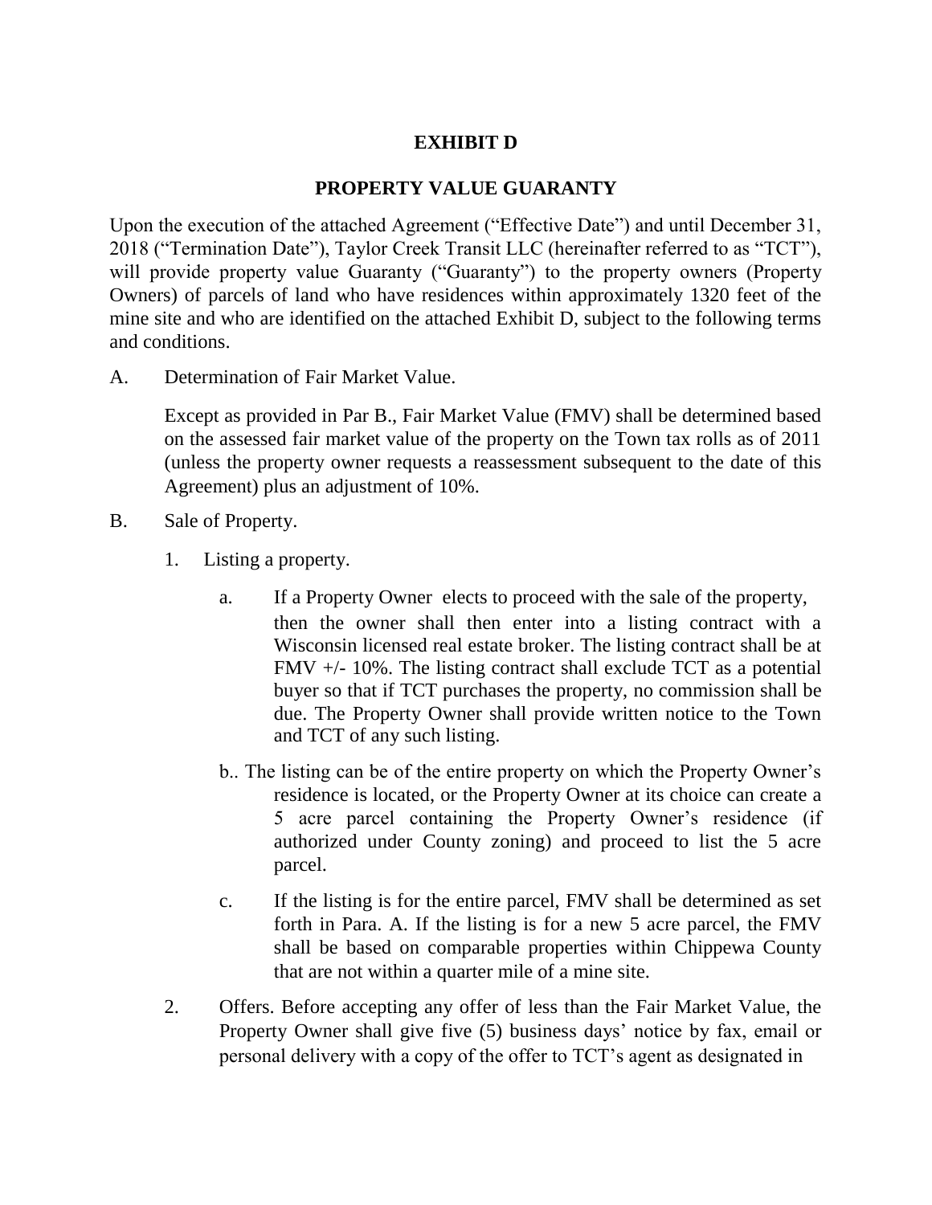**EXHIBIT D**

**PROPERTY VALUE GUARANTY**

Upon the execution of the attached Agreement ("Effective Date") and until December 31, 2018 ("Termination Date"), Taylor Creek Transit LLC (hereinafter referred to as "TCT"), will provide property value Guaranty ("Guaranty") to the property owners (Property Owners) of parcels of land who have residences within approximately 1320 feet of the mine site and who are identified on the attached Exhibit D, subject to the following terms and conditions.

A. Determination of Fair Market Value.

Except as provided in Par B., Fair Market Value (FMV) shall be determined based on the assessed fair market value of the property on the Town tax rolls as of 2011 (unless the property owner requests a reassessment subsequent to the date of this Agreement) plus an adjustment of 10%.

B. Sale of Property.

1. Listing a property.

   a. If a Property Owner elects to proceed with the sale of the property, then the owner shall then enter into a listing contract with a Wisconsin licensed real estate broker. The listing contract shall be at FMV +/- 10%. The listing contract shall exclude TCT as a potential buyer so that if TCT purchases the property, no commission shall be due. The Property Owner shall provide written notice to the Town and TCT of any such listing.

   b.. The listing can be of the entire property on which the Property Owner's residence is located, or the Property Owner at its choice can create a 5 acre parcel containing the Property Owner's residence (if authorized under County zoning) and proceed to list the 5 acre parcel.

   c. If the listing is for the entire parcel, FMV shall be determined as set forth in Para. A. If the listing is for a new 5 acre parcel, the FMV shall be based on comparable properties within Chippewa County that are not within a quarter mile of a mine site.

2. Offers. Before accepting any offer of less than the Fair Market Value, the Property Owner shall give five (5) business days' notice by fax, email or personal delivery with a copy of the offer to TCT's agent as designated in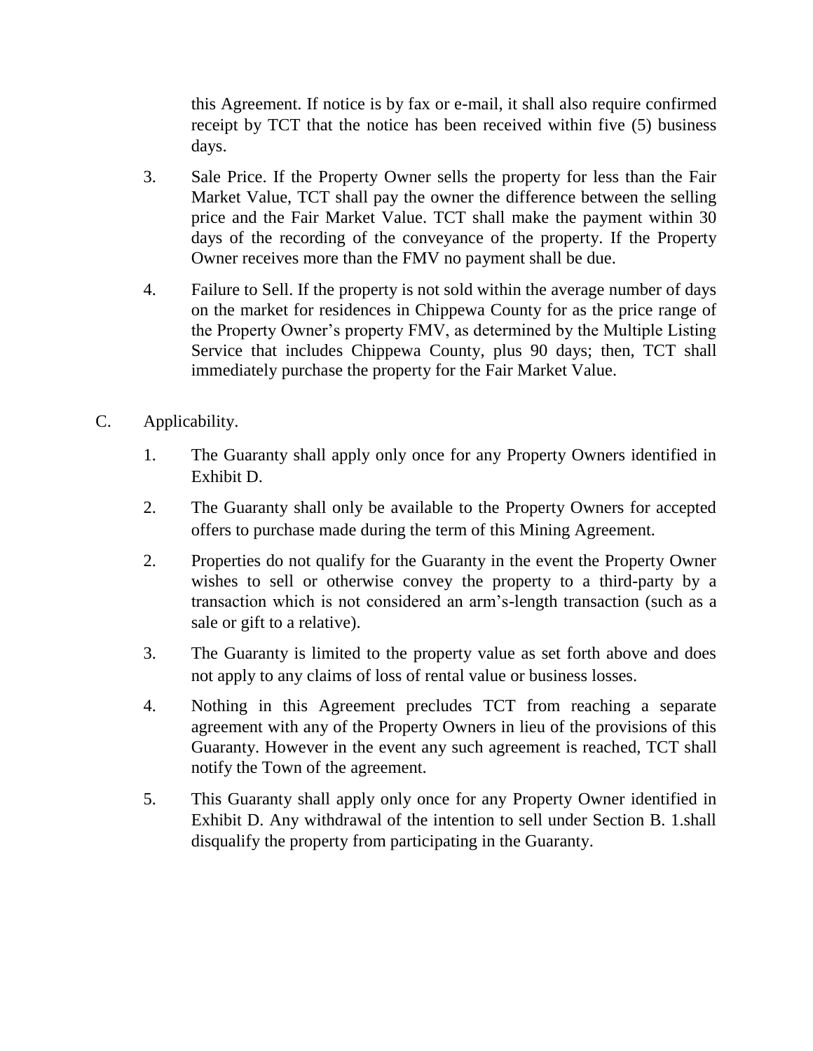this Agreement. If notice is by fax or e-mail, it shall also require confirmed receipt by TCT that the notice has been received within five (5) business days.

3. Sale Price. If the Property Owner sells the property for less than the Fair Market Value, TCT shall pay the owner the difference between the selling price and the Fair Market Value. TCT shall make the payment within 30 days of the recording of the conveyance of the property. If the Property Owner receives more than the FMV no payment shall be due.

4. Failure to Sell. If the property is not sold within the average number of days on the market for residences in Chippewa County for as the price range of the Property Owner's property FMV, as determined by the Multiple Listing Service that includes Chippewa County, plus 90 days; then, TCT shall immediately purchase the property for the Fair Market Value.

C. Applicability.

1. The Guaranty shall apply only once for any Property Owners identified in Exhibit D.

2. The Guaranty shall only be available to the Property Owners for accepted offers to purchase made during the term of this Mining Agreement.

2. Properties do not qualify for the Guaranty in the event the Property Owner wishes to sell or otherwise convey the property to a third-party by a transaction which is not considered an arm's-length transaction (such as a sale or gift to a relative).

3. The Guaranty is limited to the property value as set forth above and does not apply to any claims of loss of rental value or business losses.

4. Nothing in this Agreement precludes TCT from reaching a separate agreement with any of the Property Owners in lieu of the provisions of this Guaranty. However in the event any such agreement is reached, TCT shall notify the Town of the agreement.

5. This Guaranty shall apply only once for any Property Owner identified in Exhibit D. Any withdrawal of the intention to sell under Section B. 1.shall disqualify the property from participating in the Guaranty.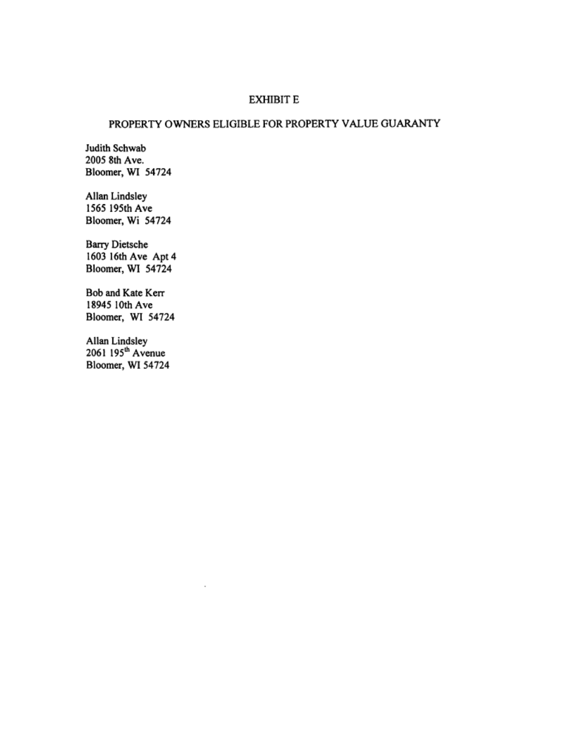# EXHIBIT E

## PROPERTY OWNERS ELIGIBLE FOR PROPERTY VALUE GUARANTY

Judith Schwab
2005 8th Ave.
Bloomer, WI 54724

Allan Lindsley
1565 195th Ave
Bloomer, Wi 54724

Barry Dietsche
1603 16th Ave Apt 4
Bloomer, WI 54724

Bob and Kate Kerr
18945 10th Ave
Bloomer, WI 54724

Allan Lindsley
2061 195th Avenue
Bloomer, WI 54724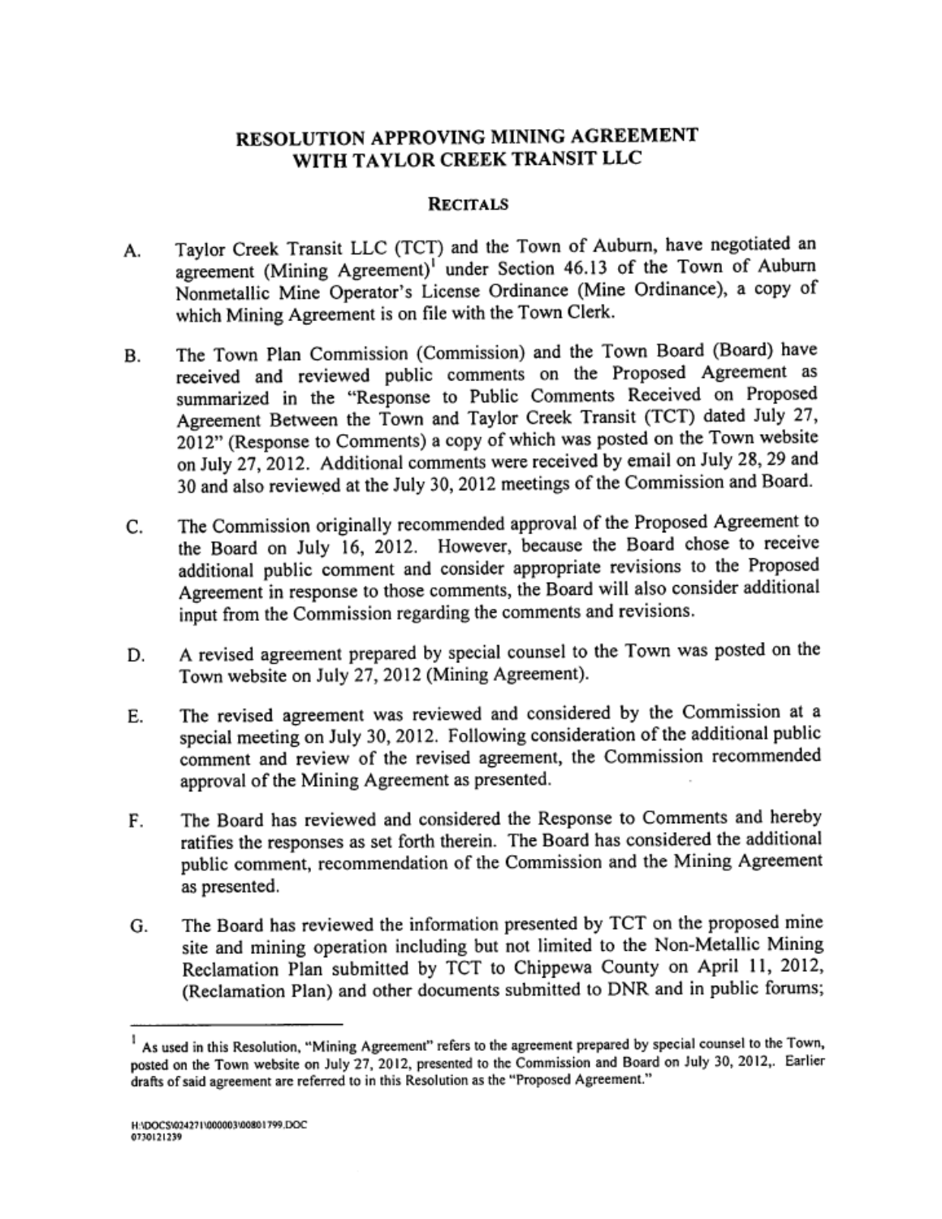# RESOLUTION APPROVING MINING AGREEMENT WITH TAYLOR CREEK TRANSIT LLC

## RECITALS

A. Taylor Creek Transit LLC (TCT) and the Town of Auburn, have negotiated an agreement (Mining Agreement)[1] under Section 46.13 of the Town of Auburn Nonmetallic Mine Operator's License Ordinance (Mine Ordinance), a copy of which Mining Agreement is on file with the Town Clerk.

B. The Town Plan Commission (Commission) and the Town Board (Board) have received and reviewed public comments on the Proposed Agreement as summarized in the "Response to Public Comments Received on Proposed Agreement Between the Town and Taylor Creek Transit (TCT) dated July 27, 2012" (Response to Comments) a copy of which was posted on the Town website on July 27, 2012. Additional comments were received by email on July 28, 29 and 30 and also reviewed at the July 30, 2012 meetings of the Commission and Board.

C. The Commission originally recommended approval of the Proposed Agreement to the Board on July 16, 2012. However, because the Board chose to receive additional public comment and consider appropriate revisions to the Proposed Agreement in response to those comments, the Board will also consider additional input from the Commission regarding the comments and revisions.

D. A revised agreement prepared by special counsel to the Town was posted on the Town website on July 27, 2012 (Mining Agreement).

E. The revised agreement was reviewed and considered by the Commission at a special meeting on July 30, 2012. Following consideration of the additional public comment and review of the revised agreement, the Commission recommended approval of the Mining Agreement as presented.

F. The Board has reviewed and considered the Response to Comments and hereby ratifies the responses as set forth therein. The Board has considered the additional public comment, recommendation of the Commission and the Mining Agreement as presented.

G. The Board has reviewed the information presented by TCT on the proposed mine site and mining operation including but not limited to the Non-Metallic Mining Reclamation Plan submitted by TCT to Chippewa County on April 11, 2012, (Reclamation Plan) and other documents submitted to DNR and in public forums;

---

[1] As used in this Resolution, "Mining Agreement" refers to the agreement prepared by special counsel to the Town, posted on the Town website on July 27, 2012, presented to the Commission and Board on July 30, 2012,. Earlier drafts of said agreement are referred to in this Resolution as the "Proposed Agreement."

H:\DOCS\024271\000003\00801799.DOC
0730121239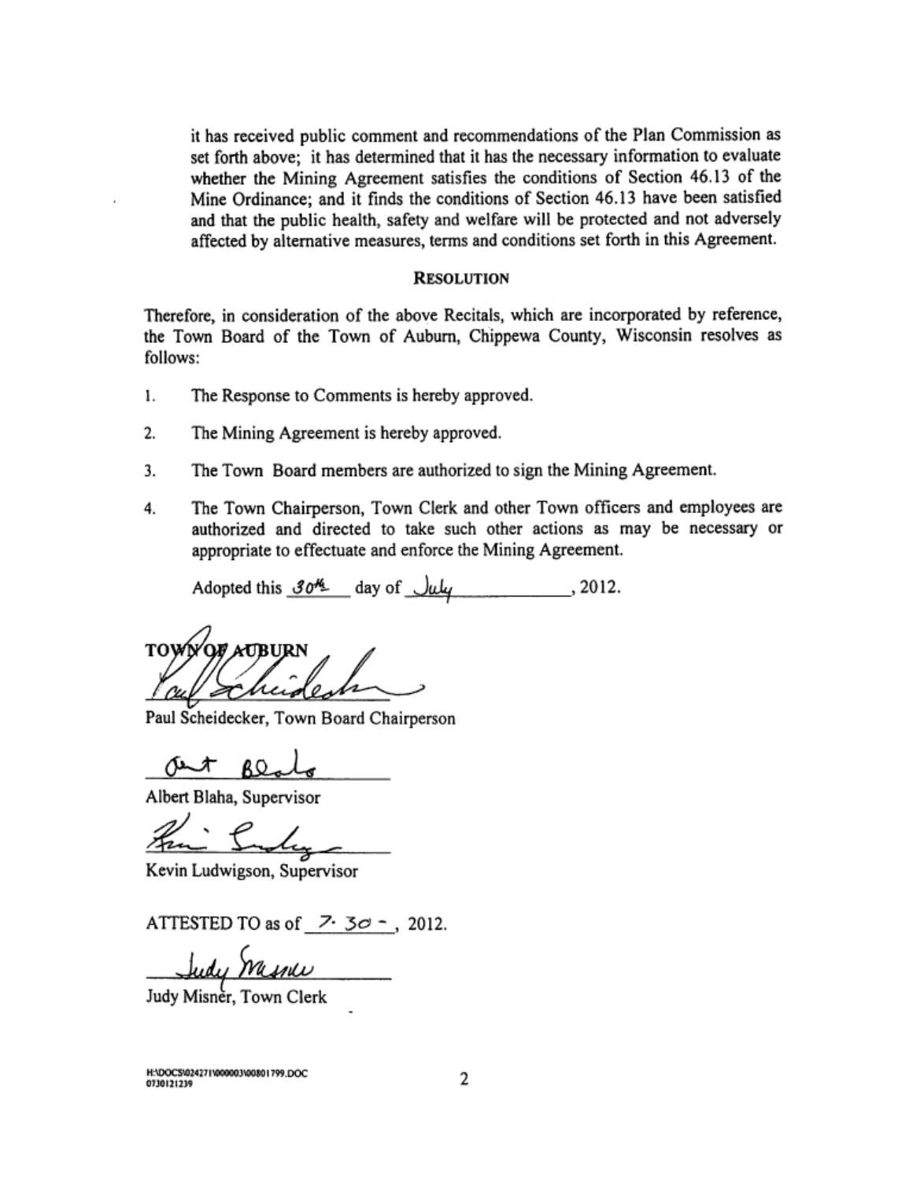it has received public comment and recommendations of the Plan Commission as set forth above; it has determined that it has the necessary information to evaluate whether the Mining Agreement satisfies the conditions of Section 46.13 of the Mine Ordinance; and it finds the conditions of Section 46.13 have been satisfied and that the public health, safety and welfare will be protected and not adversely affected by alternative measures, terms and conditions set forth in this Agreement.

## RESOLUTION

Therefore, in consideration of the above Recitals, which are incorporated by reference, the Town Board of the Town of Auburn, Chippewa County, Wisconsin resolves as follows:

1. The Response to Comments is hereby approved.
2. The Mining Agreement is hereby approved.
3. The Town Board members are authorized to sign the Mining Agreement.
4. The Town Chairperson, Town Clerk and other Town officers and employees are authorized and directed to take such other actions as may be necessary or appropriate to effectuate and enforce the Mining Agreement.

Adopted this 30th day of July, 2012.

**TOWN OF AUBURN**

Paul Scheidecker, Town Board Chairperson

Albert Blaha, Supervisor

Kevin Ludwigson, Supervisor

ATTESTED TO as of 7-30-, 2012.

Judy Misner, Town Clerk

H:\DOCS\024271\000003\00801799.DOC
0730121239